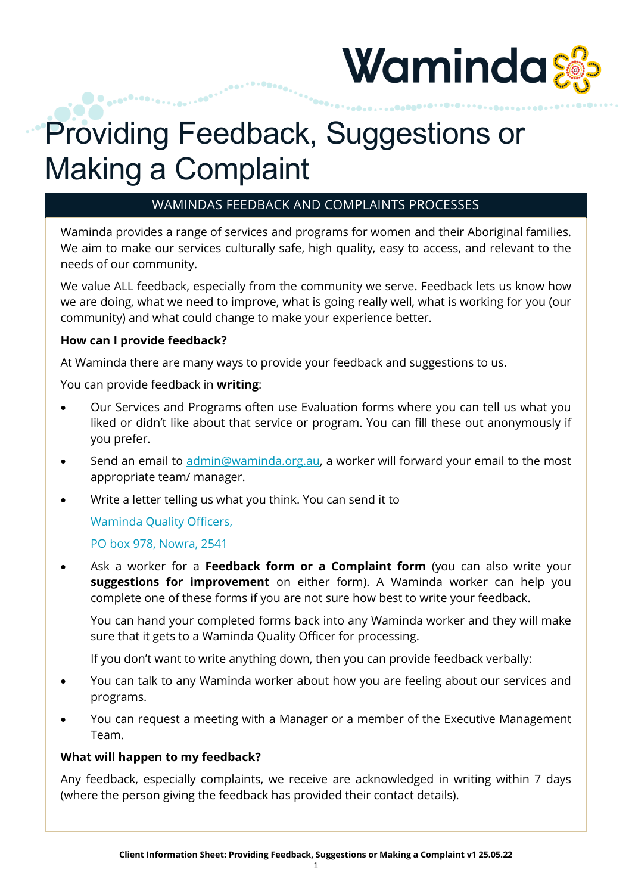# Providing Feedback, Suggestions or Making a Complaint

## WAMINDAS FEEDBACK AND COMPLAINTS PROCESSES

Waminda provides a range of services and programs for women and their Aboriginal families. We aim to make our services culturally safe, high quality, easy to access, and relevant to the needs of our community.

We value ALL feedback, especially from the community we serve. Feedback lets us know how we are doing, what we need to improve, what is going really well, what is working for you (our community) and what could change to make your experience better.

**How can I provide feedback?**

At Waminda there are many ways to provide your feedback and suggestions to us.

You can provide feedback in **writing**:

- Our Services and Programs often use Evaluation forms where you can tell us what you liked or didn't like about that service or program. You can fill these out anonymously if you prefer.
- Send an email to admin@waminda.org.au, a worker will forward your email to the most appropriate team/ manager.
- Write a letter telling us what you think. You can send it to

  Waminda Quality Officers,

  PO box 978, Nowra, 2541

- Ask a worker for a **Feedback form or a Complaint form** (you can also write your **suggestions for improvement** on either form). A Waminda worker can help you complete one of these forms if you are not sure how best to write your feedback.

  You can hand your completed forms back into any Waminda worker and they will make sure that it gets to a Waminda Quality Officer for processing.

  If you don't want to write anything down, then you can provide feedback verbally:

- You can talk to any Waminda worker about how you are feeling about our services and programs.
- You can request a meeting with a Manager or a member of the Executive Management Team.

**What will happen to my feedback?**

Any feedback, especially complaints, we receive are acknowledged in writing within 7 days (where the person giving the feedback has provided their contact details).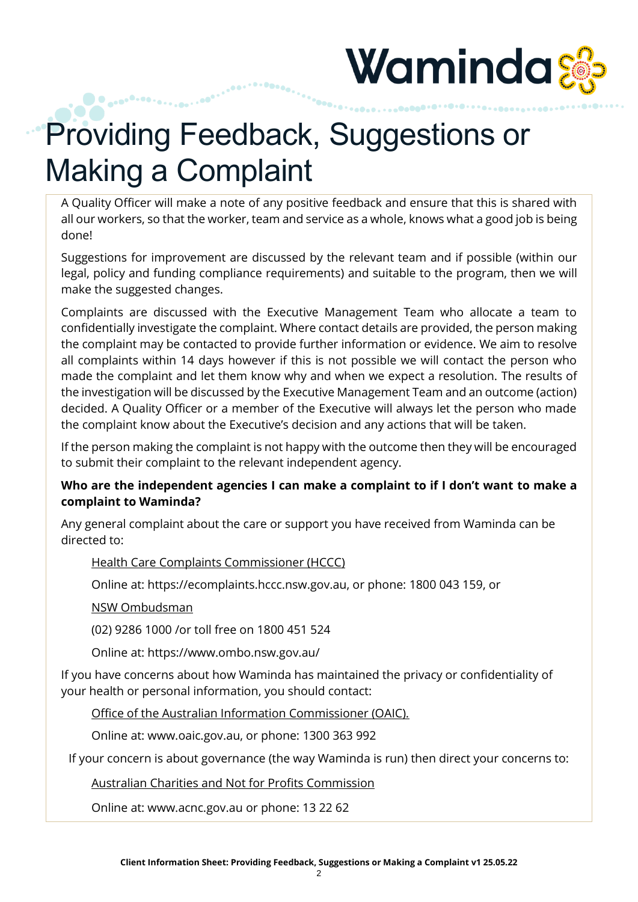# Providing Feedback, Suggestions or Making a Complaint

A Quality Officer will make a note of any positive feedback and ensure that this is shared with all our workers, so that the worker, team and service as a whole, knows what a good job is being done!

Suggestions for improvement are discussed by the relevant team and if possible (within our legal, policy and funding compliance requirements) and suitable to the program, then we will make the suggested changes.

Complaints are discussed with the Executive Management Team who allocate a team to confidentially investigate the complaint. Where contact details are provided, the person making the complaint may be contacted to provide further information or evidence. We aim to resolve all complaints within 14 days however if this is not possible we will contact the person who made the complaint and let them know why and when we expect a resolution. The results of the investigation will be discussed by the Executive Management Team and an outcome (action) decided. A Quality Officer or a member of the Executive will always let the person who made the complaint know about the Executive's decision and any actions that will be taken.

If the person making the complaint is not happy with the outcome then they will be encouraged to submit their complaint to the relevant independent agency.

**Who are the independent agencies I can make a complaint to if I don't want to make a complaint to Waminda?**

Any general complaint about the care or support you have received from Waminda can be directed to:

Health Care Complaints Commissioner (HCCC)

Online at: https://ecomplaints.hccc.nsw.gov.au, or phone: 1800 043 159, or

NSW Ombudsman

(02) 9286 1000 /or toll free on 1800 451 524

Online at: https://www.ombo.nsw.gov.au/

If you have concerns about how Waminda has maintained the privacy or confidentiality of your health or personal information, you should contact:

Office of the Australian Information Commissioner (OAIC).

Online at: www.oaic.gov.au, or phone: 1300 363 992

If your concern is about governance (the way Waminda is run) then direct your concerns to:

Australian Charities and Not for Profits Commission

Online at: www.acnc.gov.au or phone: 13 22 62